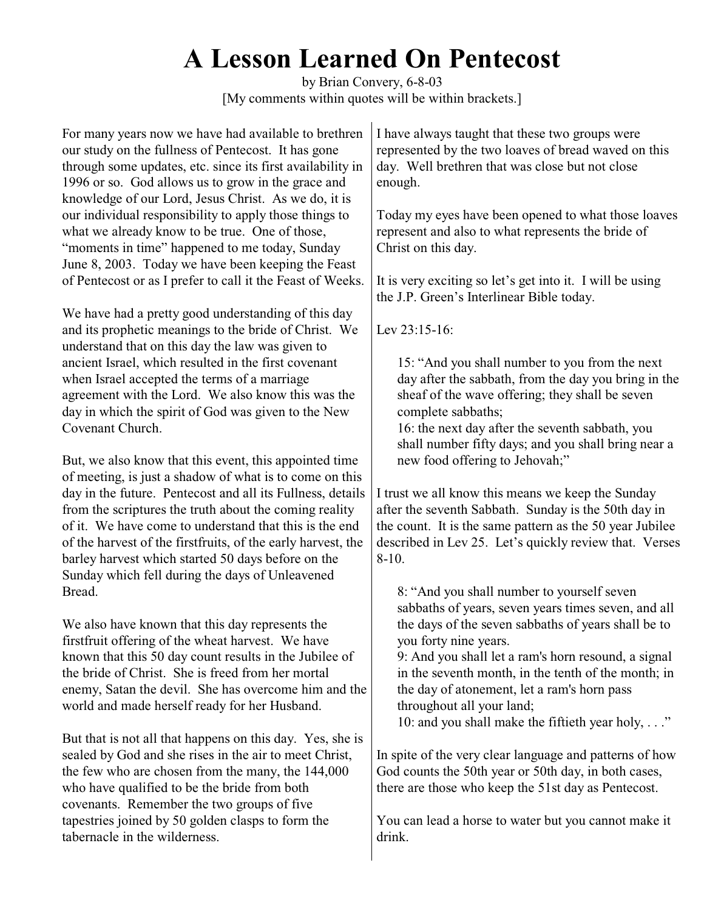# A Lesson Learned On Pentecost

by Brian Convery, 6-8-03

[My comments within quotes will be within brackets.]

For many years now we have had available to brethren our study on the fullness of Pentecost. It has gone through some updates, etc. since its first availability in 1996 or so. God allows us to grow in the grace and knowledge of our Lord, Jesus Christ. As we do, it is our individual responsibility to apply those things to what we already know to be true. One of those, "moments in time" happened to me today, Sunday June 8, 2003. Today we have been keeping the Feast of Pentecost or as I prefer to call it the Feast of Weeks.

We have had a pretty good understanding of this day and its prophetic meanings to the bride of Christ. We understand that on this day the law was given to ancient Israel, which resulted in the first covenant when Israel accepted the terms of a marriage agreement with the Lord. We also know this was the day in which the spirit of God was given to the New Covenant Church.

But, we also know that this event, this appointed time of meeting, is just a shadow of what is to come on this day in the future. Pentecost and all its Fullness, details from the scriptures the truth about the coming reality of it. We have come to understand that this is the end of the harvest of the firstfruits, of the early harvest, the barley harvest which started 50 days before on the Sunday which fell during the days of Unleavened Bread.

We also have known that this day represents the firstfruit offering of the wheat harvest. We have known that this 50 day count results in the Jubilee of the bride of Christ. She is freed from her mortal enemy, Satan the devil. She has overcome him and the world and made herself ready for her Husband.

But that is not all that happens on this day. Yes, she is sealed by God and she rises in the air to meet Christ, the few who are chosen from the many, the 144,000 who have qualified to be the bride from both covenants. Remember the two groups of five tapestries joined by 50 golden clasps to form the tabernacle in the wilderness.

I have always taught that these two groups were represented by the two loaves of bread waved on this day. Well brethren that was close but not close enough.

Today my eyes have been opened to what those loaves represent and also to what represents the bride of Christ on this day.

It is very exciting so let's get into it. I will be using the J.P. Green's Interlinear Bible today.

Lev 23:15-16:

> 15: "And you shall number to you from the next day after the sabbath, from the day you bring in the sheaf of the wave offering; they shall be seven complete sabbaths;
> 16: the next day after the seventh sabbath, you shall number fifty days; and you shall bring near a new food offering to Jehovah;"

I trust we all know this means we keep the Sunday after the seventh Sabbath. Sunday is the 50th day in the count. It is the same pattern as the 50 year Jubilee described in Lev 25. Let's quickly review that. Verses 8-10.

> 8: "And you shall number to yourself seven sabbaths of years, seven years times seven, and all the days of the seven sabbaths of years shall be to you forty nine years.
> 9: And you shall let a ram's horn resound, a signal in the seventh month, in the tenth of the month; in the day of atonement, let a ram's horn pass throughout all your land;
> 10: and you shall make the fiftieth year holy, . . ."

In spite of the very clear language and patterns of how God counts the 50th year or 50th day, in both cases, there are those who keep the 51st day as Pentecost.

You can lead a horse to water but you cannot make it drink.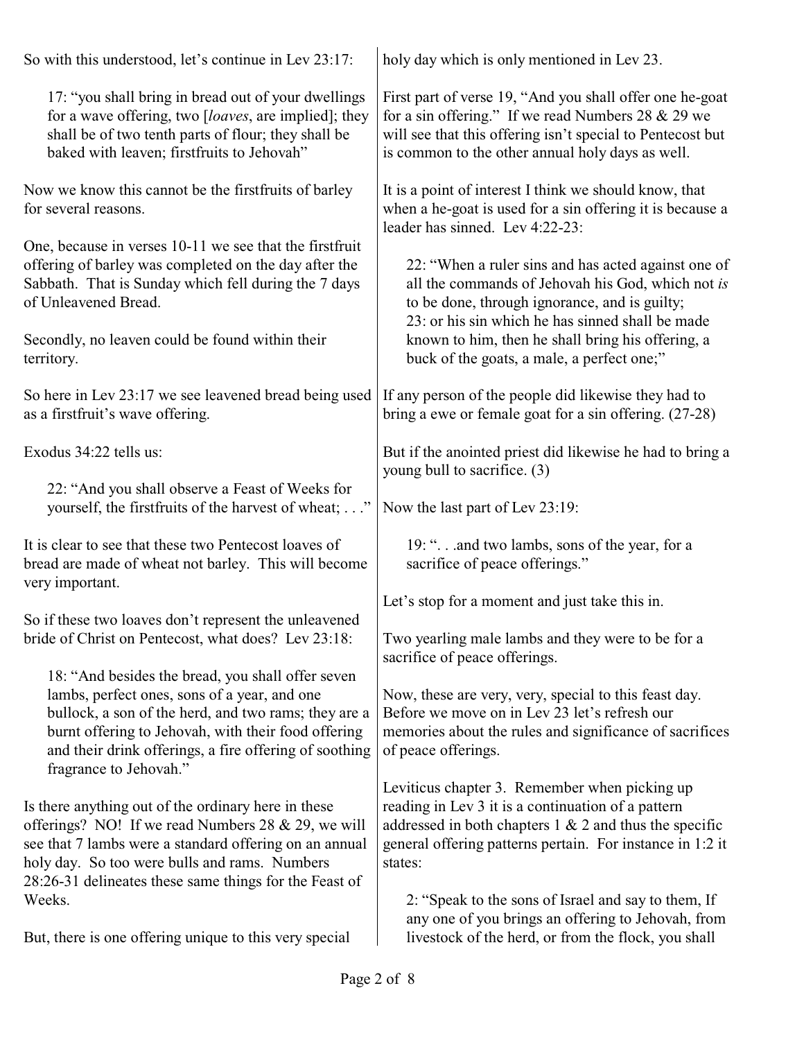So with this understood, let's continue in Lev 23:17:

> 17: "you shall bring in bread out of your dwellings for a wave offering, two [*loaves*, are implied]; they shall be of two tenth parts of flour; they shall be baked with leaven; firstfruits to Jehovah"

Now we know this cannot be the firstfruits of barley for several reasons.

One, because in verses 10-11 we see that the firstfruit offering of barley was completed on the day after the Sabbath. That is Sunday which fell during the 7 days of Unleavened Bread.

Secondly, no leaven could be found within their territory.

So here in Lev 23:17 we see leavened bread being used as a firstfruit's wave offering.

Exodus 34:22 tells us:

> 22: "And you shall observe a Feast of Weeks for yourself, the firstfruits of the harvest of wheat; . . ."

It is clear to see that these two Pentecost loaves of bread are made of wheat not barley. This will become very important.

So if these two loaves don't represent the unleavened bride of Christ on Pentecost, what does? Lev 23:18:

> 18: "And besides the bread, you shall offer seven lambs, perfect ones, sons of a year, and one bullock, a son of the herd, and two rams; they are a burnt offering to Jehovah, with their food offering and their drink offerings, a fire offering of soothing fragrance to Jehovah."

Is there anything out of the ordinary here in these offerings? NO! If we read Numbers 28 & 29, we will see that 7 lambs were a standard offering on an annual holy day. So too were bulls and rams. Numbers 28:26-31 delineates these same things for the Feast of Weeks.

But, there is one offering unique to this very special holy day which is only mentioned in Lev 23.

First part of verse 19, "And you shall offer one he-goat for a sin offering." If we read Numbers 28 & 29 we will see that this offering isn't special to Pentecost but is common to the other annual holy days as well.

It is a point of interest I think we should know, that when a he-goat is used for a sin offering it is because a leader has sinned. Lev 4:22-23:

> 22: "When a ruler sins and has acted against one of all the commands of Jehovah his God, which not *is* to be done, through ignorance, and is guilty;
> 23: or his sin which he has sinned shall be made known to him, then he shall bring his offering, a buck of the goats, a male, a perfect one;"

If any person of the people did likewise they had to bring a ewe or female goat for a sin offering. (27-28)

But if the anointed priest did likewise he had to bring a young bull to sacrifice. (3)

Now the last part of Lev 23:19:

> 19: ". . .and two lambs, sons of the year, for a sacrifice of peace offerings."

Let's stop for a moment and just take this in.

Two yearling male lambs and they were to be for a sacrifice of peace offerings.

Now, these are very, very, special to this feast day. Before we move on in Lev 23 let's refresh our memories about the rules and significance of sacrifices of peace offerings.

Leviticus chapter 3. Remember when picking up reading in Lev 3 it is a continuation of a pattern addressed in both chapters 1 & 2 and thus the specific general offering patterns pertain. For instance in 1:2 it states:

> 2: "Speak to the sons of Israel and say to them, If any one of you brings an offering to Jehovah, from livestock of the herd, or from the flock, you shall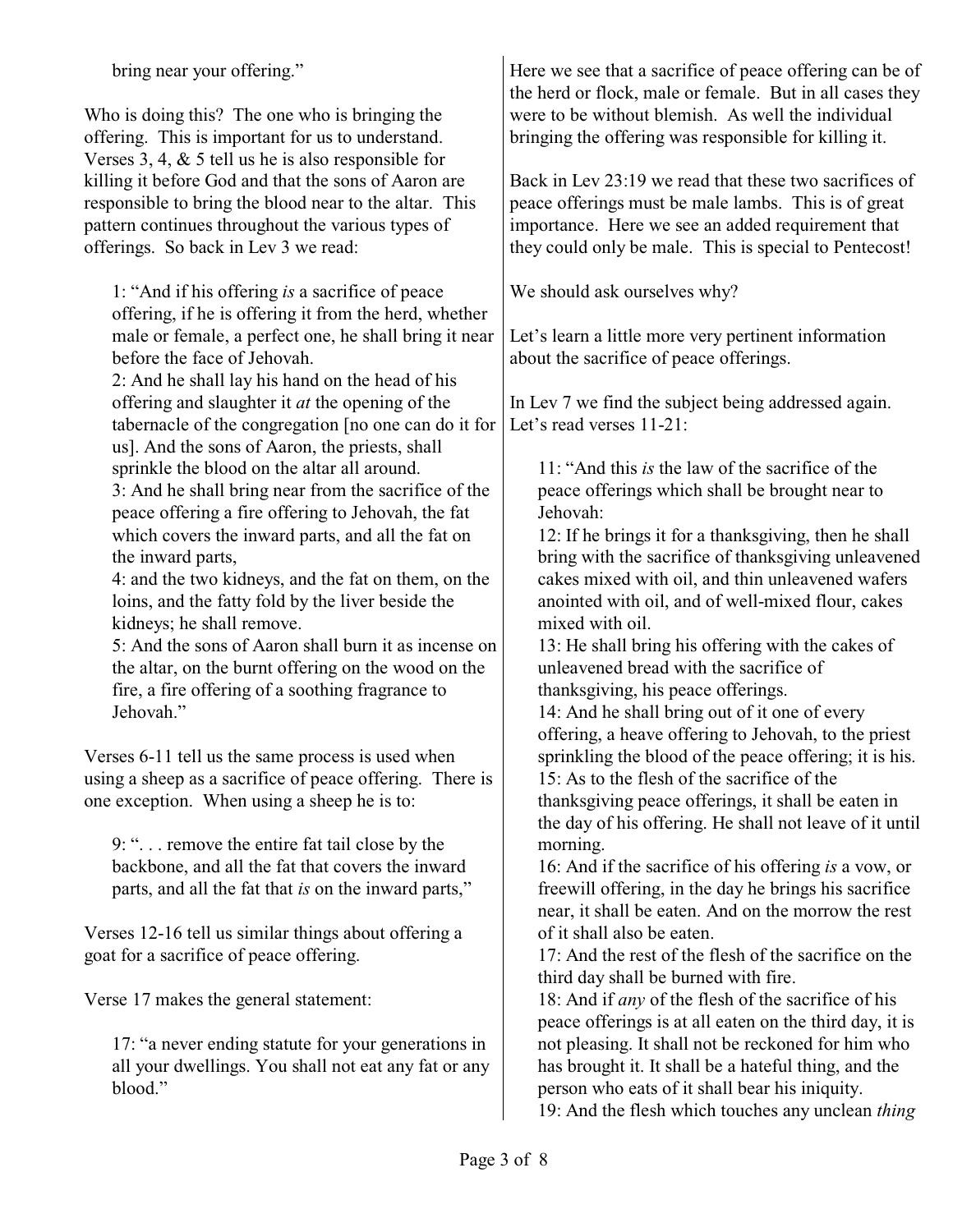> bring near your offering."

Who is doing this? The one who is bringing the offering. This is important for us to understand. Verses 3, 4, & 5 tell us he is also responsible for killing it before God and that the sons of Aaron are responsible to bring the blood near to the altar. This pattern continues throughout the various types of offerings. So back in Lev 3 we read:

> 1: "And if his offering *is* a sacrifice of peace offering, if he is offering it from the herd, whether male or female, a perfect one, he shall bring it near before the face of Jehovah.
> 2: And he shall lay his hand on the head of his offering and slaughter it *at* the opening of the tabernacle of the congregation [no one can do it for us]. And the sons of Aaron, the priests, shall sprinkle the blood on the altar all around.
> 3: And he shall bring near from the sacrifice of the peace offering a fire offering to Jehovah, the fat which covers the inward parts, and all the fat on the inward parts,
> 4: and the two kidneys, and the fat on them, on the loins, and the fatty fold by the liver beside the kidneys; he shall remove.
> 5: And the sons of Aaron shall burn it as incense on the altar, on the burnt offering on the wood on the fire, a fire offering of a soothing fragrance to Jehovah."

Verses 6-11 tell us the same process is used when using a sheep as a sacrifice of peace offering. There is one exception. When using a sheep he is to:

> 9: ". . . remove the entire fat tail close by the backbone, and all the fat that covers the inward parts, and all the fat that *is* on the inward parts,"

Verses 12-16 tell us similar things about offering a goat for a sacrifice of peace offering.

Verse 17 makes the general statement:

> 17: "a never ending statute for your generations in all your dwellings. You shall not eat any fat or any blood."

Here we see that a sacrifice of peace offering can be of the herd or flock, male or female. But in all cases they were to be without blemish. As well the individual bringing the offering was responsible for killing it.

Back in Lev 23:19 we read that these two sacrifices of peace offerings must be male lambs. This is of great importance. Here we see an added requirement that they could only be male. This is special to Pentecost!

We should ask ourselves why?

Let's learn a little more very pertinent information about the sacrifice of peace offerings.

In Lev 7 we find the subject being addressed again. Let's read verses 11-21:

> 11: "And this *is* the law of the sacrifice of the peace offerings which shall be brought near to Jehovah:
> 12: If he brings it for a thanksgiving, then he shall bring with the sacrifice of thanksgiving unleavened cakes mixed with oil, and thin unleavened wafers anointed with oil, and of well-mixed flour, cakes mixed with oil.
> 13: He shall bring his offering with the cakes of unleavened bread with the sacrifice of thanksgiving, his peace offerings.
> 14: And he shall bring out of it one of every offering, a heave offering to Jehovah, to the priest sprinkling the blood of the peace offering; it is his.
> 15: As to the flesh of the sacrifice of the thanksgiving peace offerings, it shall be eaten in the day of his offering. He shall not leave of it until morning.
> 16: And if the sacrifice of his offering *is* a vow, or freewill offering, in the day he brings his sacrifice near, it shall be eaten. And on the morrow the rest of it shall also be eaten.
> 17: And the rest of the flesh of the sacrifice on the third day shall be burned with fire.
> 18: And if *any* of the flesh of the sacrifice of his peace offerings is at all eaten on the third day, it is not pleasing. It shall not be reckoned for him who has brought it. It shall be a hateful thing, and the person who eats of it shall bear his iniquity.
> 19: And the flesh which touches any unclean *thing*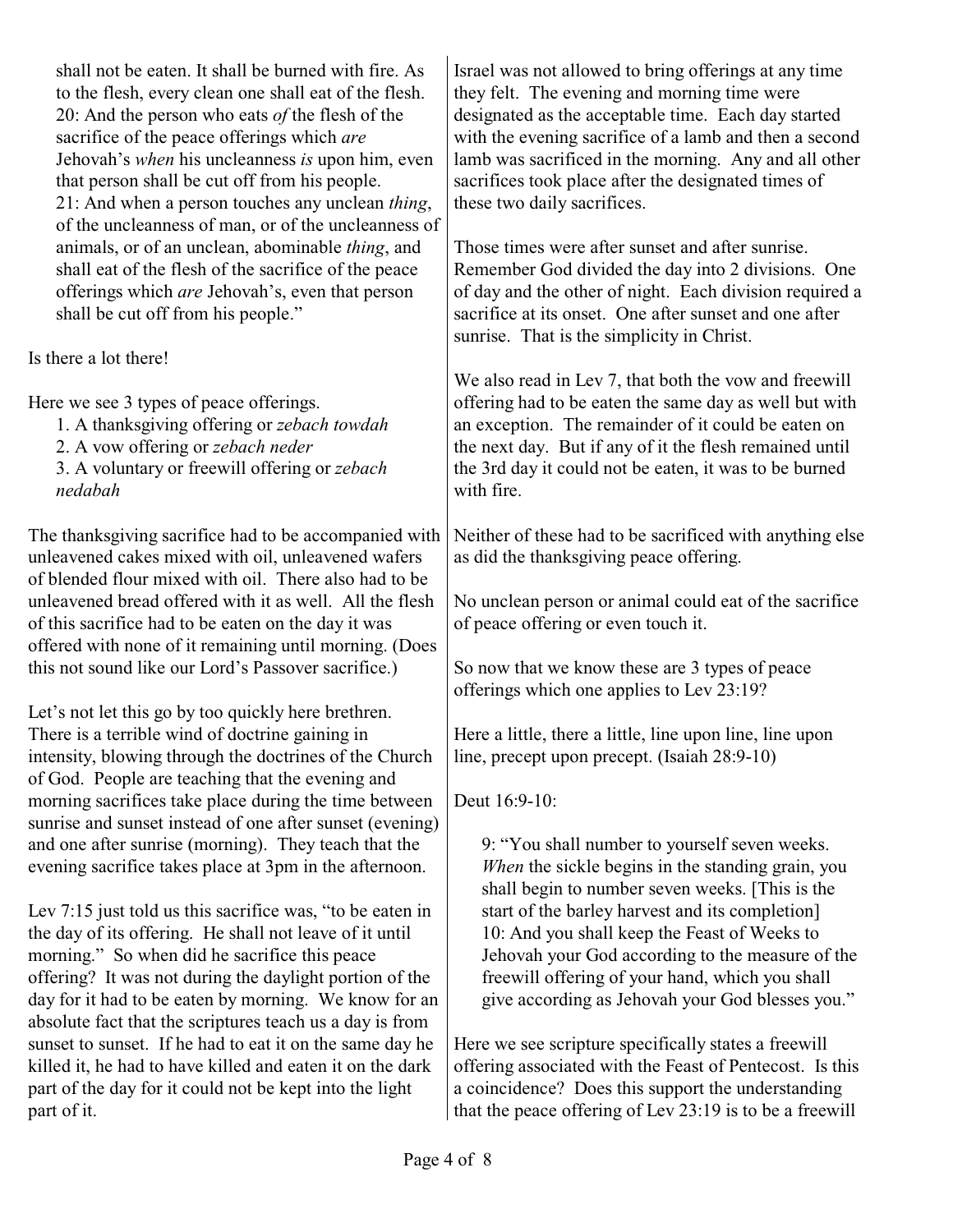> shall not be eaten. It shall be burned with fire. As to the flesh, every clean one shall eat of the flesh.
> 20: And the person who eats *of* the flesh of the sacrifice of the peace offerings which *are* Jehovah's *when* his uncleanness *is* upon him, even that person shall be cut off from his people.
> 21: And when a person touches any unclean *thing*, of the uncleanness of man, or of the uncleanness of animals, or of an unclean, abominable *thing*, and shall eat of the flesh of the sacrifice of the peace offerings which *are* Jehovah's, even that person shall be cut off from his people."

Is there a lot there!

Here we see 3 types of peace offerings.

1. A thanksgiving offering or *zebach towdah*
2. A vow offering or *zebach neder*
3. A voluntary or freewill offering or *zebach nedabah*

The thanksgiving sacrifice had to be accompanied with unleavened cakes mixed with oil, unleavened wafers of blended flour mixed with oil. There also had to be unleavened bread offered with it as well. All the flesh of this sacrifice had to be eaten on the day it was offered with none of it remaining until morning. (Does this not sound like our Lord's Passover sacrifice.)

Let's not let this go by too quickly here brethren. There is a terrible wind of doctrine gaining in intensity, blowing through the doctrines of the Church of God. People are teaching that the evening and morning sacrifices take place during the time between sunrise and sunset instead of one after sunset (evening) and one after sunrise (morning). They teach that the evening sacrifice takes place at 3pm in the afternoon.

Lev 7:15 just told us this sacrifice was, "to be eaten in the day of its offering. He shall not leave of it until morning." So when did he sacrifice this peace offering? It was not during the daylight portion of the day for it had to be eaten by morning. We know for an absolute fact that the scriptures teach us a day is from sunset to sunset. If he had to eat it on the same day he killed it, he had to have killed and eaten it on the dark part of the day for it could not be kept into the light part of it.

Israel was not allowed to bring offerings at any time they felt. The evening and morning time were designated as the acceptable time. Each day started with the evening sacrifice of a lamb and then a second lamb was sacrificed in the morning. Any and all other sacrifices took place after the designated times of these two daily sacrifices.

Those times were after sunset and after sunrise. Remember God divided the day into 2 divisions. One of day and the other of night. Each division required a sacrifice at its onset. One after sunset and one after sunrise. That is the simplicity in Christ.

We also read in Lev 7, that both the vow and freewill offering had to be eaten the same day as well but with an exception. The remainder of it could be eaten on the next day. But if any of it the flesh remained until the 3rd day it could not be eaten, it was to be burned with fire.

Neither of these had to be sacrificed with anything else as did the thanksgiving peace offering.

No unclean person or animal could eat of the sacrifice of peace offering or even touch it.

So now that we know these are 3 types of peace offerings which one applies to Lev 23:19?

Here a little, there a little, line upon line, line upon line, precept upon precept. (Isaiah 28:9-10)

Deut 16:9-10:

> 9: "You shall number to yourself seven weeks. *When* the sickle begins in the standing grain, you shall begin to number seven weeks. [This is the start of the barley harvest and its completion]
> 10: And you shall keep the Feast of Weeks to Jehovah your God according to the measure of the freewill offering of your hand, which you shall give according as Jehovah your God blesses you."

Here we see scripture specifically states a freewill offering associated with the Feast of Pentecost. Is this a coincidence? Does this support the understanding that the peace offering of Lev 23:19 is to be a freewill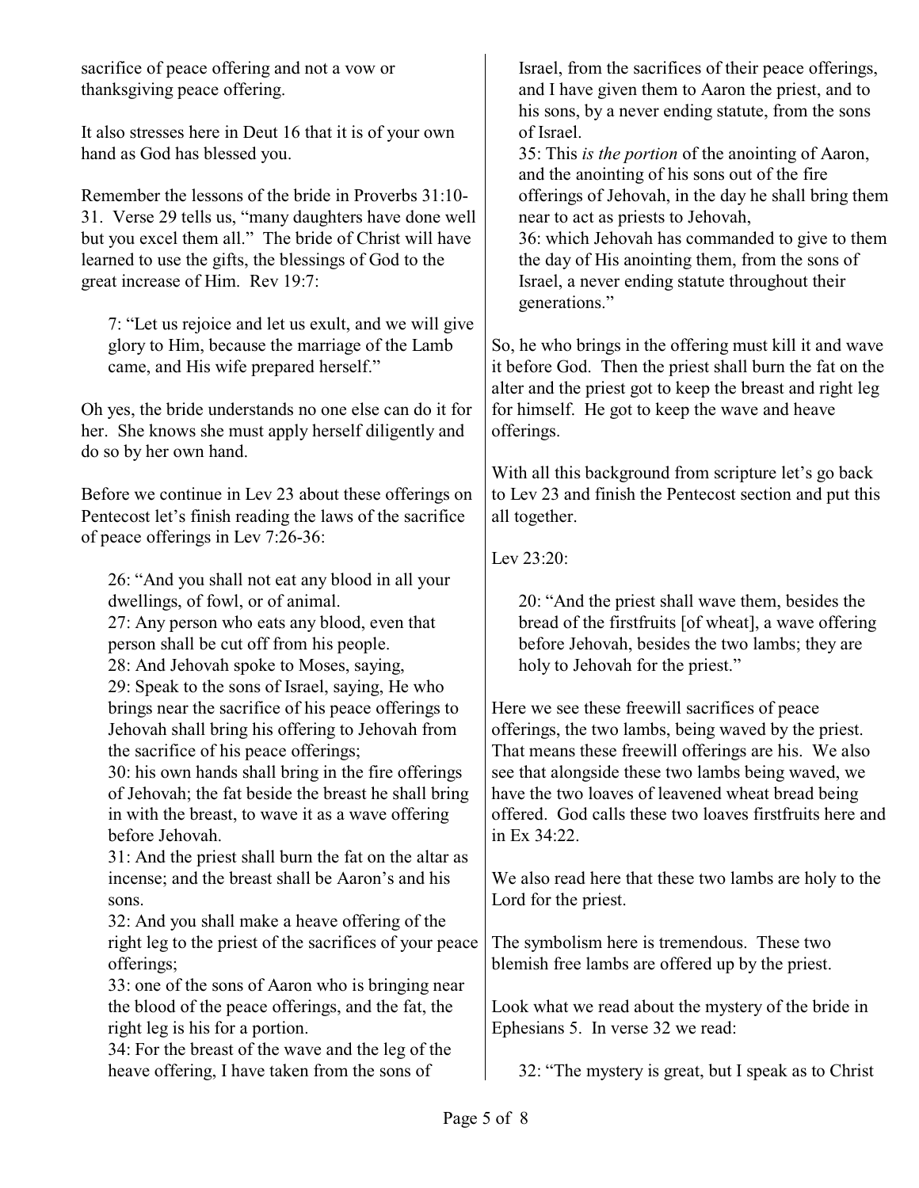sacrifice of peace offering and not a vow or thanksgiving peace offering.

It also stresses here in Deut 16 that it is of your own hand as God has blessed you.

Remember the lessons of the bride in Proverbs 31:10-31. Verse 29 tells us, "many daughters have done well but you excel them all." The bride of Christ will have learned to use the gifts, the blessings of God to the great increase of Him. Rev 19:7:

> 7: "Let us rejoice and let us exult, and we will give glory to Him, because the marriage of the Lamb came, and His wife prepared herself."

Oh yes, the bride understands no one else can do it for her. She knows she must apply herself diligently and do so by her own hand.

Before we continue in Lev 23 about these offerings on Pentecost let's finish reading the laws of the sacrifice of peace offerings in Lev 7:26-36:

> 26: "And you shall not eat any blood in all your dwellings, of fowl, or of animal.
> 27: Any person who eats any blood, even that person shall be cut off from his people.
> 28: And Jehovah spoke to Moses, saying,
> 29: Speak to the sons of Israel, saying, He who brings near the sacrifice of his peace offerings to Jehovah shall bring his offering to Jehovah from the sacrifice of his peace offerings;
> 30: his own hands shall bring in the fire offerings of Jehovah; the fat beside the breast he shall bring in with the breast, to wave it as a wave offering before Jehovah.
> 31: And the priest shall burn the fat on the altar as incense; and the breast shall be Aaron's and his sons.
> 32: And you shall make a heave offering of the right leg to the priest of the sacrifices of your peace offerings;
> 33: one of the sons of Aaron who is bringing near the blood of the peace offerings, and the fat, the right leg is his for a portion.
> 34: For the breast of the wave and the leg of the heave offering, I have taken from the sons of Israel, from the sacrifices of their peace offerings, and I have given them to Aaron the priest, and to his sons, by a never ending statute, from the sons of Israel.
> 35: This *is the portion* of the anointing of Aaron, and the anointing of his sons out of the fire offerings of Jehovah, in the day he shall bring them near to act as priests to Jehovah,
> 36: which Jehovah has commanded to give to them the day of His anointing them, from the sons of Israel, a never ending statute throughout their generations."

So, he who brings in the offering must kill it and wave it before God. Then the priest shall burn the fat on the alter and the priest got to keep the breast and right leg for himself. He got to keep the wave and heave offerings.

With all this background from scripture let's go back to Lev 23 and finish the Pentecost section and put this all together.

Lev 23:20:

> 20: "And the priest shall wave them, besides the bread of the firstfruits [of wheat], a wave offering before Jehovah, besides the two lambs; they are holy to Jehovah for the priest."

Here we see these freewill sacrifices of peace offerings, the two lambs, being waved by the priest. That means these freewill offerings are his. We also see that alongside these two lambs being waved, we have the two loaves of leavened wheat bread being offered. God calls these two loaves firstfruits here and in Ex 34:22.

We also read here that these two lambs are holy to the Lord for the priest.

The symbolism here is tremendous. These two blemish free lambs are offered up by the priest.

Look what we read about the mystery of the bride in Ephesians 5. In verse 32 we read:

> 32: "The mystery is great, but I speak as to Christ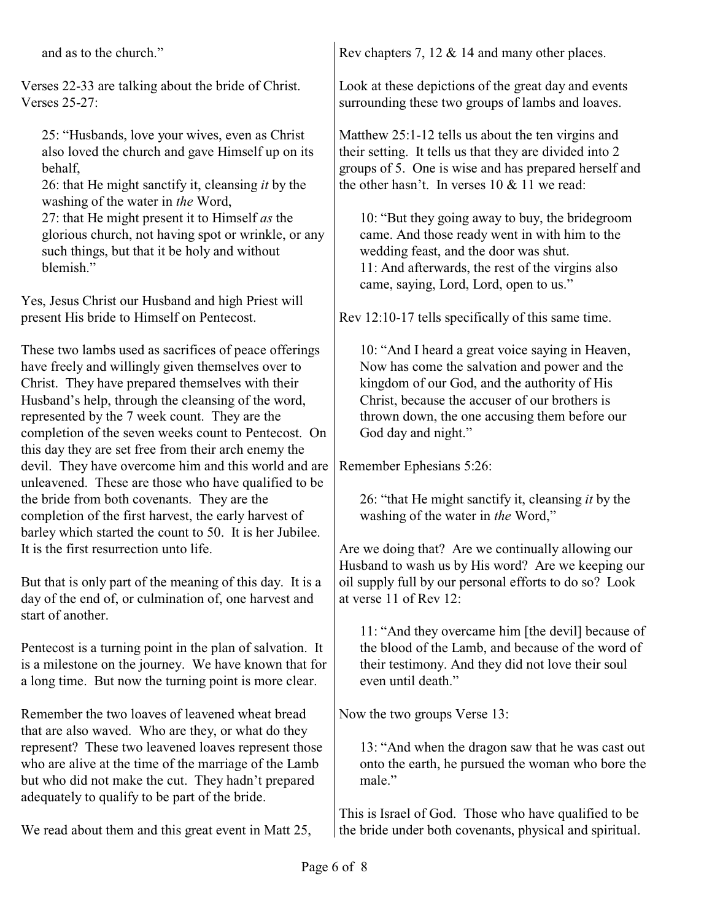and as to the church."

Verses 22-33 are talking about the bride of Christ. Verses 25-27:

> 25: "Husbands, love your wives, even as Christ also loved the church and gave Himself up on its behalf,
> 26: that He might sanctify it, cleansing *it* by the washing of the water in *the* Word,
> 27: that He might present it to Himself *as* the glorious church, not having spot or wrinkle, or any such things, but that it be holy and without blemish."

Yes, Jesus Christ our Husband and high Priest will present His bride to Himself on Pentecost.

These two lambs used as sacrifices of peace offerings have freely and willingly given themselves over to Christ. They have prepared themselves with their Husband's help, through the cleansing of the word, represented by the 7 week count. They are the completion of the seven weeks count to Pentecost. On this day they are set free from their arch enemy the devil. They have overcome him and this world and are unleavened. These are those who have qualified to be the bride from both covenants. They are the completion of the first harvest, the early harvest of barley which started the count to 50. It is her Jubilee. It is the first resurrection unto life.

But that is only part of the meaning of this day. It is a day of the end of, or culmination of, one harvest and start of another.

Pentecost is a turning point in the plan of salvation. It is a milestone on the journey. We have known that for a long time. But now the turning point is more clear.

Remember the two loaves of leavened wheat bread that are also waved. Who are they, or what do they represent? These two leavened loaves represent those who are alive at the time of the marriage of the Lamb but who did not make the cut. They hadn't prepared adequately to qualify to be part of the bride.

We read about them and this great event in Matt 25, Rev chapters 7, 12 & 14 and many other places.

Look at these depictions of the great day and events surrounding these two groups of lambs and loaves.

Matthew 25:1-12 tells us about the ten virgins and their setting. It tells us that they are divided into 2 groups of 5. One is wise and has prepared herself and the other hasn't. In verses 10 & 11 we read:

> 10: "But they going away to buy, the bridegroom came. And those ready went in with him to the wedding feast, and the door was shut.
> 11: And afterwards, the rest of the virgins also came, saying, Lord, Lord, open to us."

Rev 12:10-17 tells specifically of this same time.

> 10: "And I heard a great voice saying in Heaven, Now has come the salvation and power and the kingdom of our God, and the authority of His Christ, because the accuser of our brothers is thrown down, the one accusing them before our God day and night."

Remember Ephesians 5:26:

> 26: "that He might sanctify it, cleansing *it* by the washing of the water in *the* Word,"

Are we doing that? Are we continually allowing our Husband to wash us by His word? Are we keeping our oil supply full by our personal efforts to do so? Look at verse 11 of Rev 12:

> 11: "And they overcame him [the devil] because of the blood of the Lamb, and because of the word of their testimony. And they did not love their soul even until death."

Now the two groups Verse 13:

> 13: "And when the dragon saw that he was cast out onto the earth, he pursued the woman who bore the male."

This is Israel of God. Those who have qualified to be the bride under both covenants, physical and spiritual.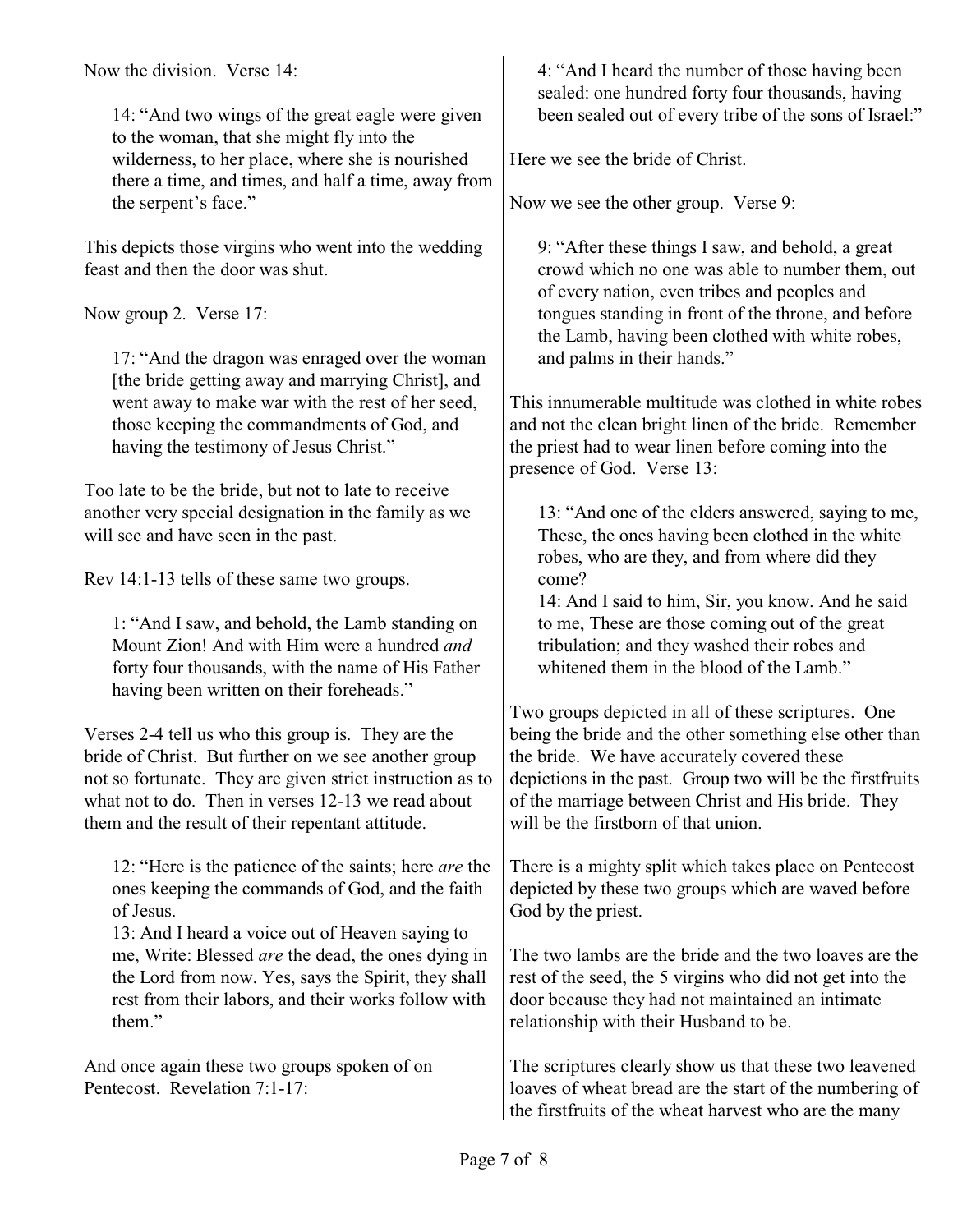Now the division. Verse 14:

> 14: "And two wings of the great eagle were given to the woman, that she might fly into the wilderness, to her place, where she is nourished there a time, and times, and half a time, away from the serpent's face."

This depicts those virgins who went into the wedding feast and then the door was shut.

Now group 2. Verse 17:

> 17: "And the dragon was enraged over the woman [the bride getting away and marrying Christ], and went away to make war with the rest of her seed, those keeping the commandments of God, and having the testimony of Jesus Christ."

Too late to be the bride, but not to late to receive another very special designation in the family as we will see and have seen in the past.

Rev 14:1-13 tells of these same two groups.

> 1: "And I saw, and behold, the Lamb standing on Mount Zion! And with Him were a hundred *and* forty four thousands, with the name of His Father having been written on their foreheads."

Verses 2-4 tell us who this group is. They are the bride of Christ. But further on we see another group not so fortunate. They are given strict instruction as to what not to do. Then in verses 12-13 we read about them and the result of their repentant attitude.

> 12: "Here is the patience of the saints; here *are* the ones keeping the commands of God, and the faith of Jesus.
> 13: And I heard a voice out of Heaven saying to me, Write: Blessed *are* the dead, the ones dying in the Lord from now. Yes, says the Spirit, they shall rest from their labors, and their works follow with them."

And once again these two groups spoken of on Pentecost. Revelation 7:1-17:

> 4: "And I heard the number of those having been sealed: one hundred forty four thousands, having been sealed out of every tribe of the sons of Israel:"

Here we see the bride of Christ.

Now we see the other group. Verse 9:

> 9: "After these things I saw, and behold, a great crowd which no one was able to number them, out of every nation, even tribes and peoples and tongues standing in front of the throne, and before the Lamb, having been clothed with white robes, and palms in their hands."

This innumerable multitude was clothed in white robes and not the clean bright linen of the bride. Remember the priest had to wear linen before coming into the presence of God. Verse 13:

> 13: "And one of the elders answered, saying to me, These, the ones having been clothed in the white robes, who are they, and from where did they come?
> 14: And I said to him, Sir, you know. And he said to me, These are those coming out of the great tribulation; and they washed their robes and whitened them in the blood of the Lamb."

Two groups depicted in all of these scriptures. One being the bride and the other something else other than the bride. We have accurately covered these depictions in the past. Group two will be the firstfruits of the marriage between Christ and His bride. They will be the firstborn of that union.

There is a mighty split which takes place on Pentecost depicted by these two groups which are waved before God by the priest.

The two lambs are the bride and the two loaves are the rest of the seed, the 5 virgins who did not get into the door because they had not maintained an intimate relationship with their Husband to be.

The scriptures clearly show us that these two leavened loaves of wheat bread are the start of the numbering of the firstfruits of the wheat harvest who are the many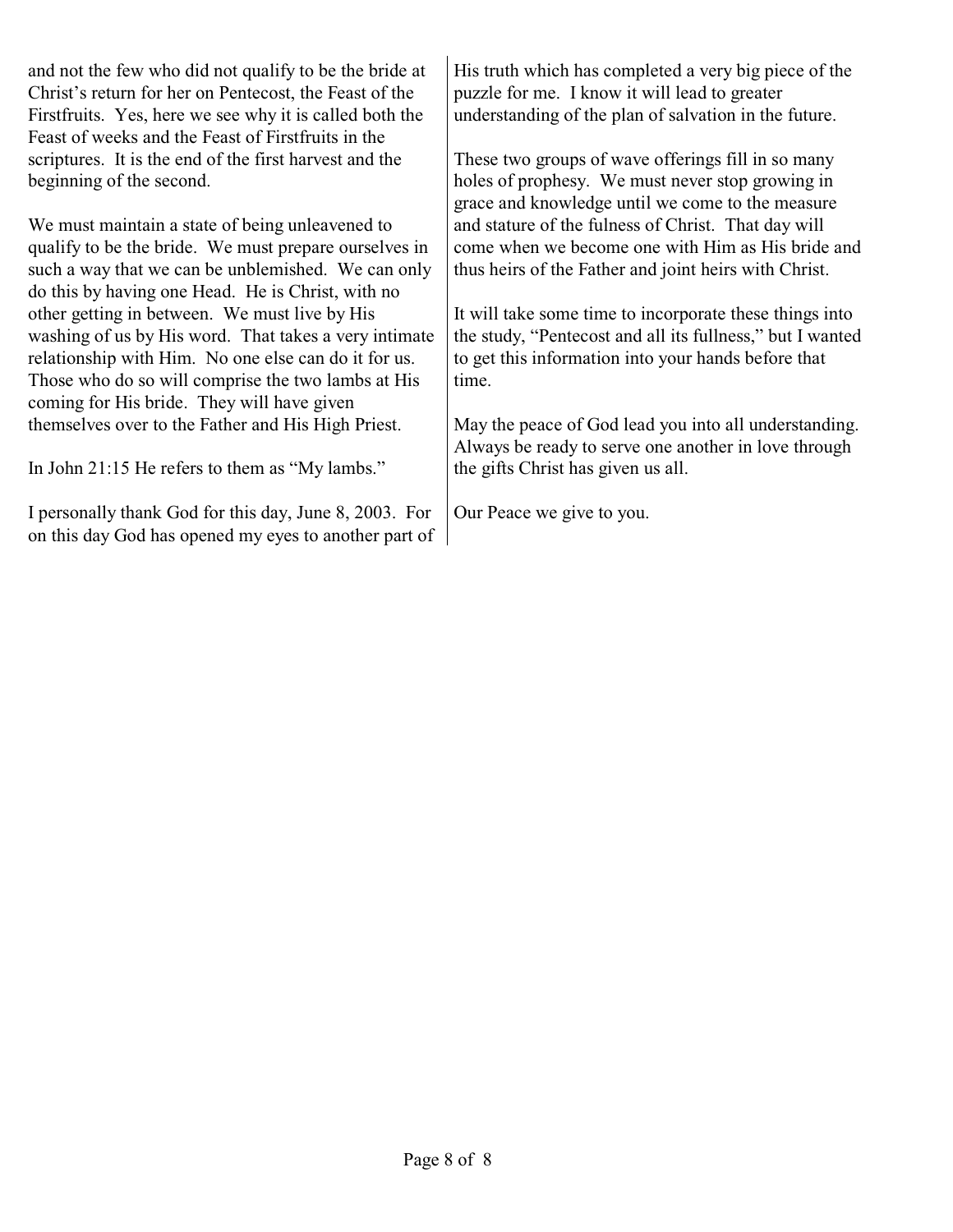and not the few who did not qualify to be the bride at Christ's return for her on Pentecost, the Feast of the Firstfruits. Yes, here we see why it is called both the Feast of weeks and the Feast of Firstfruits in the scriptures. It is the end of the first harvest and the beginning of the second.

We must maintain a state of being unleavened to qualify to be the bride. We must prepare ourselves in such a way that we can be unblemished. We can only do this by having one Head. He is Christ, with no other getting in between. We must live by His washing of us by His word. That takes a very intimate relationship with Him. No one else can do it for us. Those who do so will comprise the two lambs at His coming for His bride. They will have given themselves over to the Father and His High Priest.

In John 21:15 He refers to them as "My lambs."

I personally thank God for this day, June 8, 2003. For on this day God has opened my eyes to another part of His truth which has completed a very big piece of the puzzle for me. I know it will lead to greater understanding of the plan of salvation in the future.

These two groups of wave offerings fill in so many holes of prophesy. We must never stop growing in grace and knowledge until we come to the measure and stature of the fulness of Christ. That day will come when we become one with Him as His bride and thus heirs of the Father and joint heirs with Christ.

It will take some time to incorporate these things into the study, "Pentecost and all its fullness," but I wanted to get this information into your hands before that time.

May the peace of God lead you into all understanding. Always be ready to serve one another in love through the gifts Christ has given us all.

Our Peace we give to you.